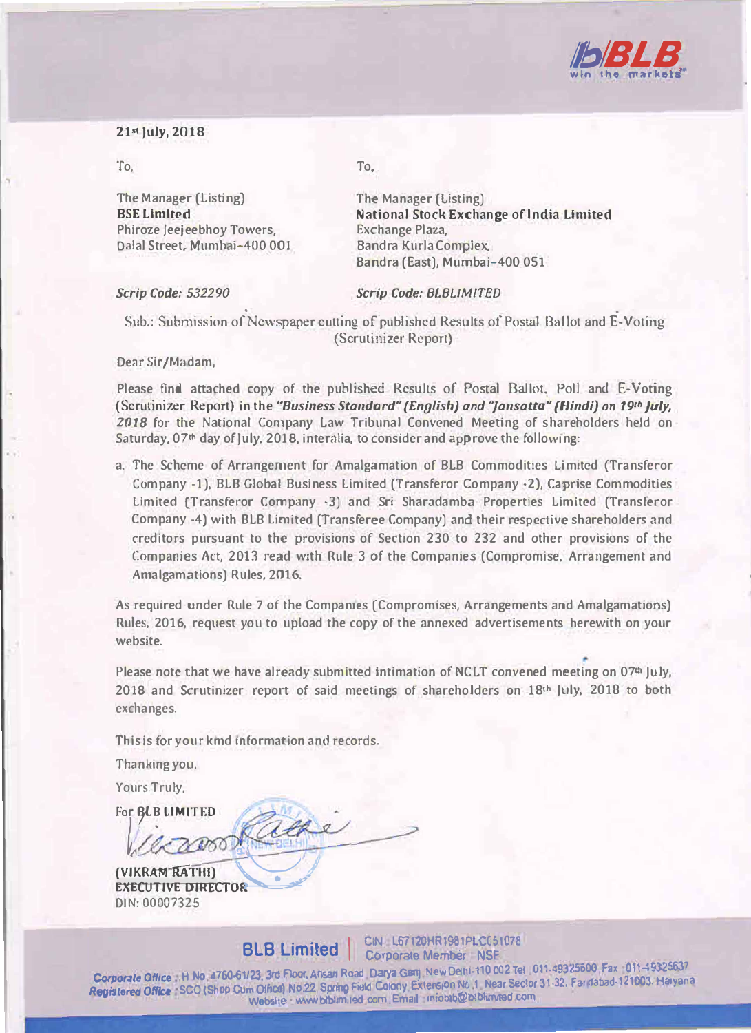21st July, 2018

To,

The Manager (Listing)
**BSE Limited**
Phiroze Jeejeebhoy Towers,
Dalal Street, Mumbai-400 001

*Scrip Code: 532290*

To,

The Manager (Listing)
**National Stock Exchange of India Limited**
Exchange Plaza,
Bandra Kurla Complex,
Bandra (East), Mumbai-400 051

*Scrip Code: BLBLIMITED*

Sub.: Submission of Newspaper cutting of published Results of Postal Ballot and E-Voting (Scrutinizer Report)

Dear Sir/Madam,

Please find attached copy of the published Results of Postal Ballot, Poll and E-Voting (Scrutinizer Report) in the ***"Business Standard" (English) and "Jansatta" (Hindi) on 19th July, 2018*** for the National Company Law Tribunal Convened Meeting of shareholders held on Saturday, 07th day of July, 2018, interalia, to consider and approve the following:

a. The Scheme of Arrangement for Amalgamation of BLB Commodities Limited (Transferor Company -1), BLB Global Business Limited (Transferor Company -2), Caprise Commodities Limited (Transferor Company -3) and Sri Sharadamba Properties Limited (Transferor Company -4) with BLB Limited (Transferee Company) and their respective shareholders and creditors pursuant to the provisions of Section 230 to 232 and other provisions of the Companies Act, 2013 read with Rule 3 of the Companies (Compromise, Arrangement and Amalgamations) Rules, 2016.

As required under Rule 7 of the Companies (Compromises, Arrangements and Amalgamations) Rules, 2016, request you to upload the copy of the annexed advertisements herewith on your website.

Please note that we have already submitted intimation of NCLT convened meeting on 07th July, 2018 and Scrutinizer report of said meetings of shareholders on 18th July, 2018 to both exchanges.

This is for your kind information and records.

Thanking you,

Yours Truly,

For BLB LIMITED

**(VIKRAM RATHI)**
**EXECUTIVE DIRECTOR**
DIN: 00007325

**BLB Limited** | CIN : L67120HR1981PLC051078
Corporate Member : NSE

***Corporate Office*** : H No. 4760-61/23, 3rd Floor, Ansari Road, Darya Ganj, New Delhi-110 002 Tel : 011-49325600 Fax : 011-49325637
***Registered Office*** : SCO (Shop Cum Office) No.22, Spring Field Colony, Extension No.1, Near Sector 31-32, Faridabad-121003, Haryana
Website : www.blblimited.com Email : infoblb@blblimited.com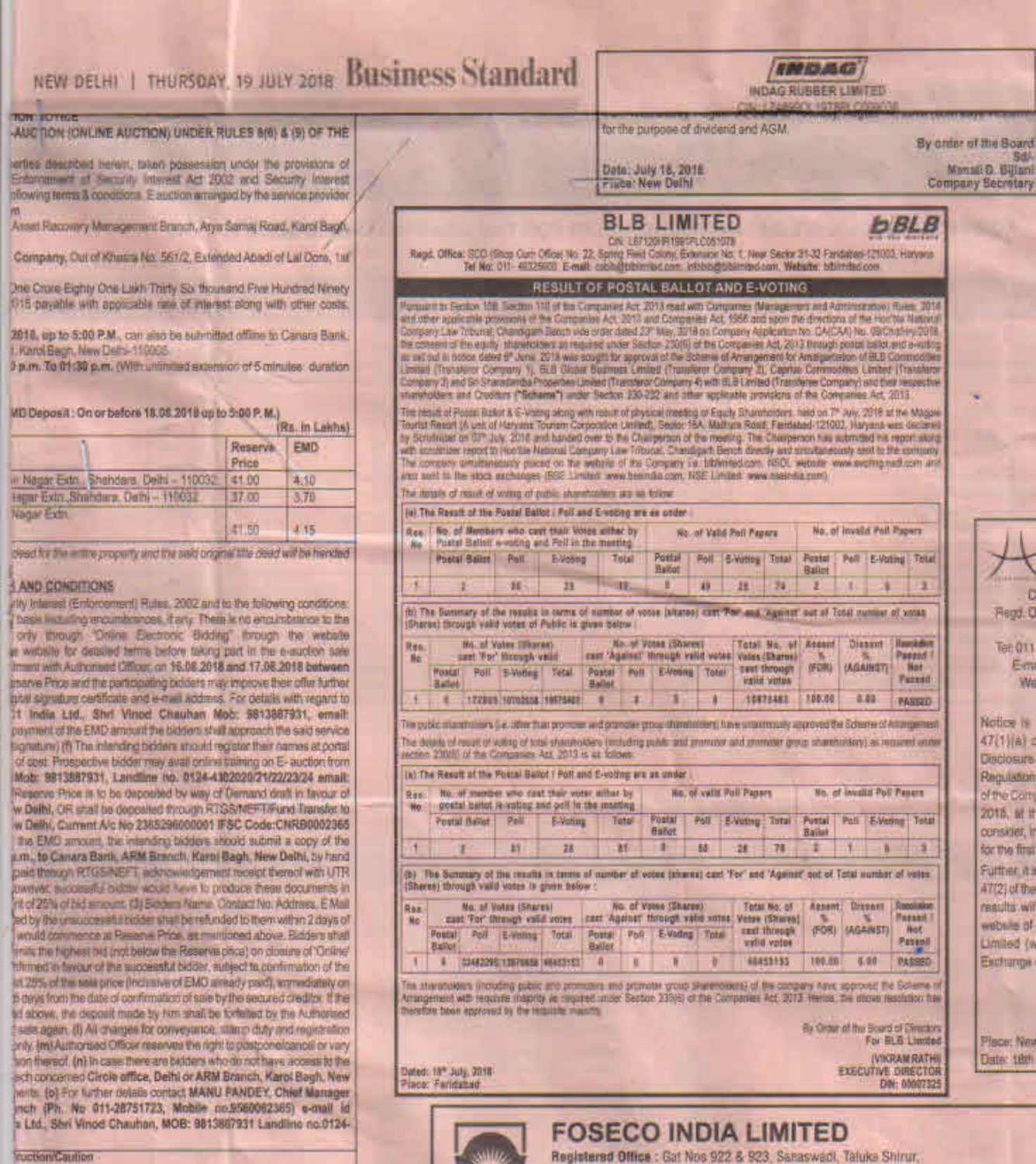**NEW DELHI | THURSDAY, 19 JULY 2018 Business Standard**

-AUCTION (ONLINE AUCTION) UNDER RULES 8(6) & (9) OF THE

...erties described herein, taken possession under the provisions of Enforcement of Security Interest Act 2002 and Security Interest ...llowing terms & conditions. E auction arranged by the service provider

...Asset Recovery Management Branch, Arya Samaj Road, Karol Bagh,

...Company, Out of Khasra No. 561/2, Extended Abadi of Lal Dora, 1st

...One Crore Eighty One Lakh Thirty Six thousand Five Hundred Ninety ...015 payable with applicable rate of interest along with other costs.

...2018, up to 5:00 P.M., can also be submitted offline to Canara Bank, ...Karol Bagh, New Delhi-110005.

...p.m. To 01:30 p.m. (With unlimited extension of 5 minutes duration

...MD Deposit : On or before 18.08.2018 up to 5:00 P.M.)

(Rs. In Lakhs)

| | Reserve Price | EMD |
|---|---|---|
| ...Nagar Extn, Shahdara, Delhi – 110032 | 41.00 | 4.10 |
| ...Nagar Extn, Shahdara, Delhi – 110032 | 37.00 | 3.70 |
| ...Nagar Extn. | 41.50 | 4.15 |

...deed for the entire property and the said original title deed will be handed

**...AND CONDITIONS**

...rity Interest (Enforcement) Rules, 2002 and to the following conditions: ...basis including encumbrances, if any. There is no encumbrance to the ...only through "Online Electronic Bidding" through the website ...website for detailed terms before taking part in the e-auction sale ...ment with Authorised Officer on 16.08.2018 and 17.08.2018 between ...serve Price and the participating bidders may improve their offer further ...gital signature certificate and e-mail address. For details with regard to ...India Ltd., Shri Vinod Chauhan Mob: 9813887931, email: ...payment of the EMD amount the bidders shall approach the said service ...signature) (f) The intending bidders should register their names at portal ...of cost. Prospective bidder may avail online training on E- auction from ...Mob: 9813887931, Landline no. 0124-4302020/21/22/23/24 email: ...Reserve Price is to be deposited by way of Demand draft in favour of ...w Delhi, OR shall be deposited through RTGS/NEFT/Fund Transfer to ...w Delhi, Current A/c No 2385296000001 IFSC Code:CNRB0002365 ...the EMD amount, the intending bidders should submit a copy of the ...a.m., to Canara Bank, ARM Branch, Karol Bagh, New Delhi, by hand ...paid through RTGS/NEFT, acknowledgement receipt thereof with UTR ...owever, successful bidder would have to produce these documents in ...t of 25% of bid amount. (3) Bidders Name, Contact No. Address, E Mail ...ed by the unsuccessful bidder shall be refunded to them within 2 days of ...would commence at Reserve Price, as mentioned above. Bidders shall ...mits the highest bid (not below the Reserve price) on closure of 'Online' ...firmed in favour of the successful bidder, subject to confirmation of the ...st 25% of the sale price (inclusive of EMD already paid), immediately on ...days from the date of confirmation of sale by the secured creditor. If the ...d above, the deposit made by him shall be forfeited by the Authorised ...sale again. (l) All charges for conveyance, stamp duty and registration ...only. (m) Authorised Officer reserves the right to postpone/cancel or vary ...tion thereof. (n) In case there are bidders who do not have access to the ...ch concerned Circle office, Delhi or ARM Branch, Karol Bagh, New ...rents. (o) For further details contact MANU PANDEY, Chief Manager ...nch (Ph. No 011-28751723, Mobile no.9560062365) e-mail id ...s Ltd., Shri Vinod Chauhan, MOB: 9813887931 Landline no.0124-

...uction/Caution

---

**INDAG RUBBER LIMITED**

CIN: L74899DL1978PLC009038

...for the purpose of dividend and AGM.

Date: July 18, 2018
Place: New Delhi

By order of the Board
Sd/-
Mansil D. Bijlani
Company Secretary

---

# BLB LIMITED

CIN: L67120HR1981PLC051078

Regd. Office: SCO (Shop Cum Office) No. 22, Spring Field Colony, Extension No. 1, Near Sector 31-32 Faridabad-121003, Haryana
Tel No: 011- 49325600 E-mail: cobib@blblimited.com, infoblb@blblimited.com, Website: blblimited.com

## RESULT OF POSTAL BALLOT AND E-VOTING

Pursuant to Section 108, Section 110 of the Companies Act, 2013 read with Companies (Management and Administration) Rules, 2014 and other applicable provisions of the Companies Act, 2013 and Companies Act, 1956 and upon the directions of the Hon'ble National Company Law Tribunal, Chandigarh Bench vide order dated 23rd May, 2018 on Company Application No. CA(CAA) No. 09/Chd/Hry/2018, the consent of the equity shareholders as required under Section 230(6) of the Companies Act, 2013 through postal ballot and e-voting as set out in notice dated 5th June, 2018 was sought for approval of the Scheme of Arrangement for Amalgamation of BLB Commodities Limited (Transferor Company 1), BLB Global Business Limited (Transferor Company 2), Caprise Commodities Limited (Transferor Company 3) and Sri Sharadamba Properties Limited (Transferor Company 4) with BLB Limited (Transferee Company) and their respective shareholders and Creditors ("Scheme") under Section 230-232 and other applicable provisions of the Companies Act, 2013.

The result of Postal Ballot & E-Voting along with result of physical meeting of Equity Shareholders, held on 7th July, 2018 at the Magpie Tourist Resort (A unit of Haryana Tourism Corporation Limited), Sector 16A, Mathura Road, Faridabad-121002, Haryana was declared by Scrutinizer on 07th July, 2018 and handed over to the Chairperson of the meeting. The Chairperson has submitted his report along with scrutinizer report to Hon'ble National Company Law Tribunal, Chandigarh Bench directly and simultaneously sent to the company. The company simultaneously placed on the website of the Company i.e. blblimited.com, NSDL website: www.evoting.nsdl.com and also sent to the stock exchanges (BSE Limited: www.bseindia.com; NSE Limited: www.nseindia.com).

The details of result of voting of public shareholders are as follow:

(a) The Result of the Postal Ballot / Poll and E-voting are as under :

| Res. No | No. of Members who cast their Votes either by Postal Ballot/ e-voting and Poll in the meeting | | | | No. of Valid Poll Papers | | | | No. of Invalid Poll Papers | | | |
|---|---|---|---|---|---|---|---|---|---|---|---|---|
| | Postal Ballot | Poll | E-Voting | Total | Postal Ballot | Poll | E-Voting | Total | Postal Ballot | Poll | E-Voting | Total |
| 1 | 7 | 50 | 23 | 77 | 5 | 49 | 25 | 74 | 2 | 1 | 0 | 3 |

(b) The Summary of the results in terms of number of votes (shares) cast 'For' and 'Against' out of Total number of votes (Shares) through valid votes of Public is given below :

| Res. No | No. of Votes (Shares) cast 'For' through valid votes | | | | No. of Votes (Shares) cast 'Against' through valid votes | | | | Total No. of Votes (Shares) cast through valid votes | Assent % (FOR) | Dissent % (AGAINST) | Resolution Passed / Not Passed |
|---|---|---|---|---|---|---|---|---|---|---|---|---|
| | Postal Ballot | Poll | E-Voting | Total | Postal Ballot | Poll | E-Voting | Total | | | | |
| 1 | 6 | 172805 | 10702658 | 10875463 | 0 | 2 | 5 | 8 | 10875463 | 100.00 | 0.00 | PASSED |

The public shareholders (i.e. other than promoter and promoter group shareholders) have unanimously approved the Scheme of Arrangement.

The details of result of voting of total shareholders (including public and promoter and promoter group shareholders) as required under section 230(6) of the Companies Act, 2013 is as follows:

(a) The Result of the Postal Ballot / Poll and E-voting are as under :

| Res. No | No. of member who cast their voter either by postal ballot /e-voting and poll in the meeting | | | | No. of valid Poll Papers | | | | No. of Invalid Poll Papers | | | |
|---|---|---|---|---|---|---|---|---|---|---|---|---|
| | Postal Ballot | Poll | E-Voting | Total | Postal Ballot | Poll | E-Voting | Total | Postal Ballot | Poll | E-Voting | Total |
| 1 | 7 | 51 | 23 | 81 | 5 | 50 | 28 | 78 | 2 | 1 | 0 | 3 |

(b) The Summary of the results in terms of number of votes (shares) cast 'For' and 'Against' out of Total number of votes (Shares) through valid votes is given below :

| Res. No | No. of Votes (Shares) cast 'For' through valid votes | | | | No. of Votes (Shares) cast 'Against' through valid votes | | | | Total No. of Votes (Shares) cast through valid votes | Assent % (FOR) | Dissent % (AGAINST) | Resolution Passed / Not Passed |
|---|---|---|---|---|---|---|---|---|---|---|---|---|
| | Postal Ballot | Poll | E-Voting | Total | Postal Ballot | Poll | E-Voting | Total | | | | |
| 1 | 6 | 32482290 | 13970858 | 46453153 | 0 | 0 | 0 | 0 | 46453153 | 100.00 | 0.00 | PASSED |

The shareholders (including public and promoters and promoter group shareholders) of the company have approved the Scheme of Arrangement with requisite majority as required under Section 230(6) of the Companies Act, 2013. Hence, the above resolution has therefore been approved by the requisite majority.

Dated: 18th July, 2018
Place: Faridabad

By Order of the Board of Directors
For BLB Limited
(VIKRAM RATHI)
EXECUTIVE DIRECTOR
DIN: 00007325

---

# FOSECO INDIA LIMITED

**Registered Office :** Gat Nos 922 & 923, Sanaswadi, Taluka Shirur,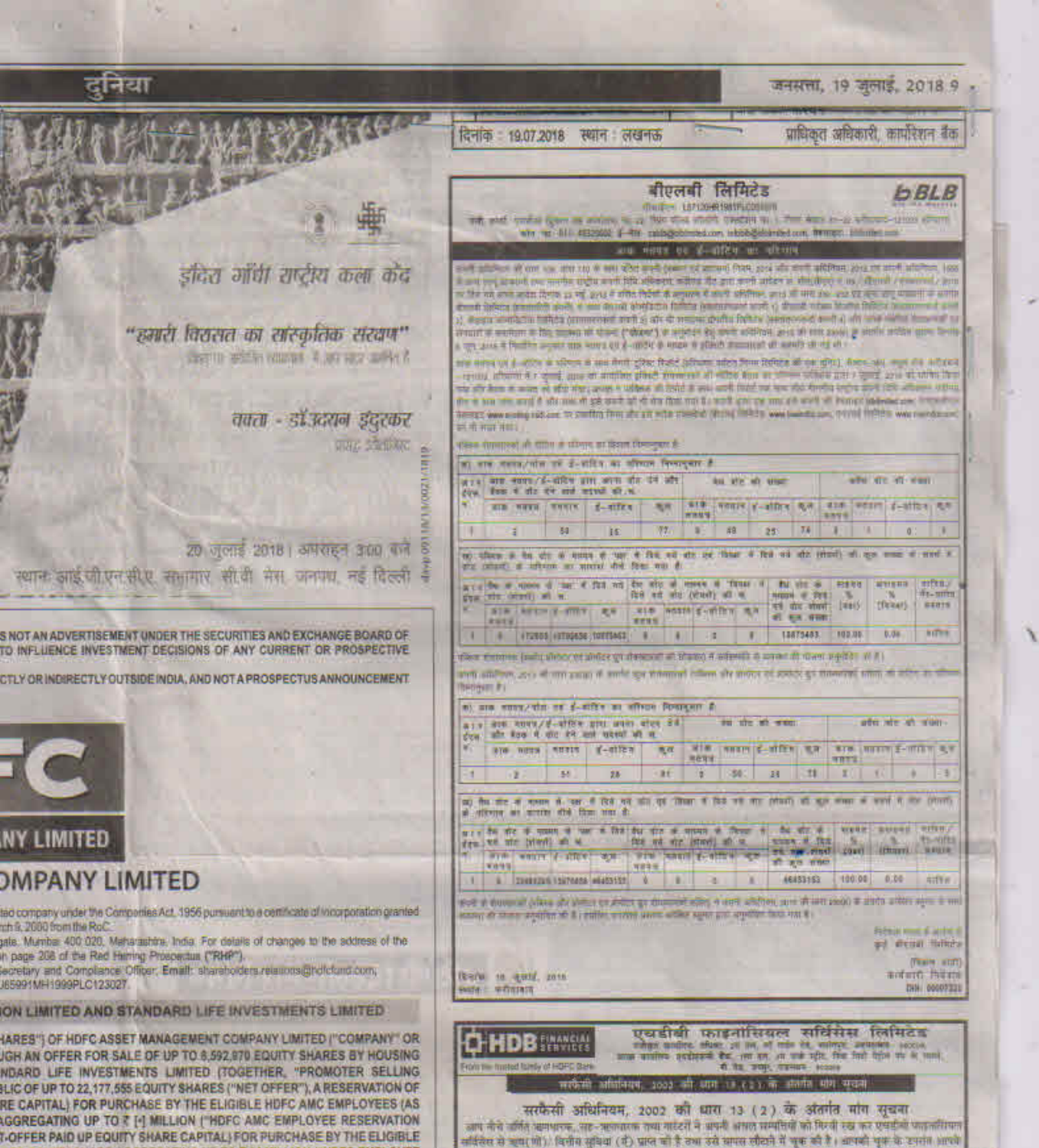दिनांक : 19.07.2018 स्थान : लखनऊ

प्राधिकृत अधिकारी, कार्पोरेशन बैंक

# इंदिरा गाँधी राष्ट्रीय कला केंद्र

"हमारी विरासत का सांस्कृतिक संरक्षण"

वक्ता - डॉ.उदयन इंदुरकर

20 जुलाई 2018 | अपराह्न 3:00 बजे

स्थानः आई.जी.एन.सी.ए. सभागार, सी.वी. मेस, जनपथ, नई दिल्ली

S NOT AN ADVERTISEMENT UNDER THE SECURITIES AND EXCHANGE BOARD OF TO INFLUENCE INVESTMENT DECISIONS OF ANY CURRENT OR PROSPECTIVE

CTLY OR INDIRECTLY OUTSIDE INDIA, AND NOT A PROSPECTUS ANNOUNCEMENT

FC

NY LIMITED

# OMPANY LIMITED

ted company under the Companies Act, 1956 pursuant to a certificate of incorporation granted rch 6, 2000 from the RoC.

gate, Mumbai 400 020, Maharashtra, India. For details of changes to the address of the n page 208 of the Red Herring Prospectus ("RHP").

Secretary and Compliance Officer; Email: shareholders.relations@hdfcfund.com; J65991MH1999PLC123027.

ION LIMITED AND STANDARD LIFE INVESTMENTS LIMITED

HARES") OF HDFC ASSET MANAGEMENT COMPANY LIMITED ("COMPANY" OR UGH AN OFFER FOR SALE OF UP TO 8,592,970 EQUITY SHARES BY HOUSING NDARD LIFE INVESTMENTS LIMITED (TOGETHER, "PROMOTER SELLING LIC OF UP TO 22,177,555 EQUITY SHARES ("NET OFFER"), A RESERVATION OF RE CAPITAL) FOR PURCHASE BY THE ELIGIBLE HDFC AMC EMPLOYEES (AS AGGREGATING UP TO ₹ [•] MILLION ("HDFC AMC EMPLOYEE RESERVATION T-OFFER PAID UP EQUITY SHARE CAPITAL) FOR PURCHASE BY THE ELIGIBLE

# बीएलबी लिमिटेड

bBLB

आक मतदान एवं ई-वोटिंग का परिणाम

| | | | | | | | | | | | | | |
|---|---|---|---|---|---|---|---|---|---|---|---|---|---|
| 1 | 2 | 50 | 16 | 77 | 8 | 49 | 25 | 74 | 1 | 1 | 0 | 1 | |

| | | | | | | | | | | | | |
|---|---|---|---|---|---|---|---|---|---|---|---|---|
| 1 | 5 | 1726 | 10375403 | 8 | 8 | 2 | 8 | 13875403 | 100.00 | 0.00 | | |

| | | | | | | | | | | | | |
|---|---|---|---|---|---|---|---|---|---|---|---|---|
| 1 | 2 | 51 | 28 | 81 | 2 | 50 | 23 | 73 | 2 | 1 | 0 | 3 |

| | | | | | | | | | | | | |
|---|---|---|---|---|---|---|---|---|---|---|---|---|
| 1 | 5 | | | 46453153 | 0 | 0 | 0 | 0 | 46453153 | 100.00 | 0.00 | |

दिनांक : 18 जुलाई, 2018

# एचडीबी फाइनांशियल सर्विसेस लिमिटेड

HDB FINANCIAL SERVICES

From the trusted family of HDFC Bank

सरफैसी अधिनियम, 2002 की धारा 13 (2) के अंतर्गत मांग सूचना

सरफैसी अधिनियम, 2002 की धारा 13 (2) के अंतर्गत मांग सूचना